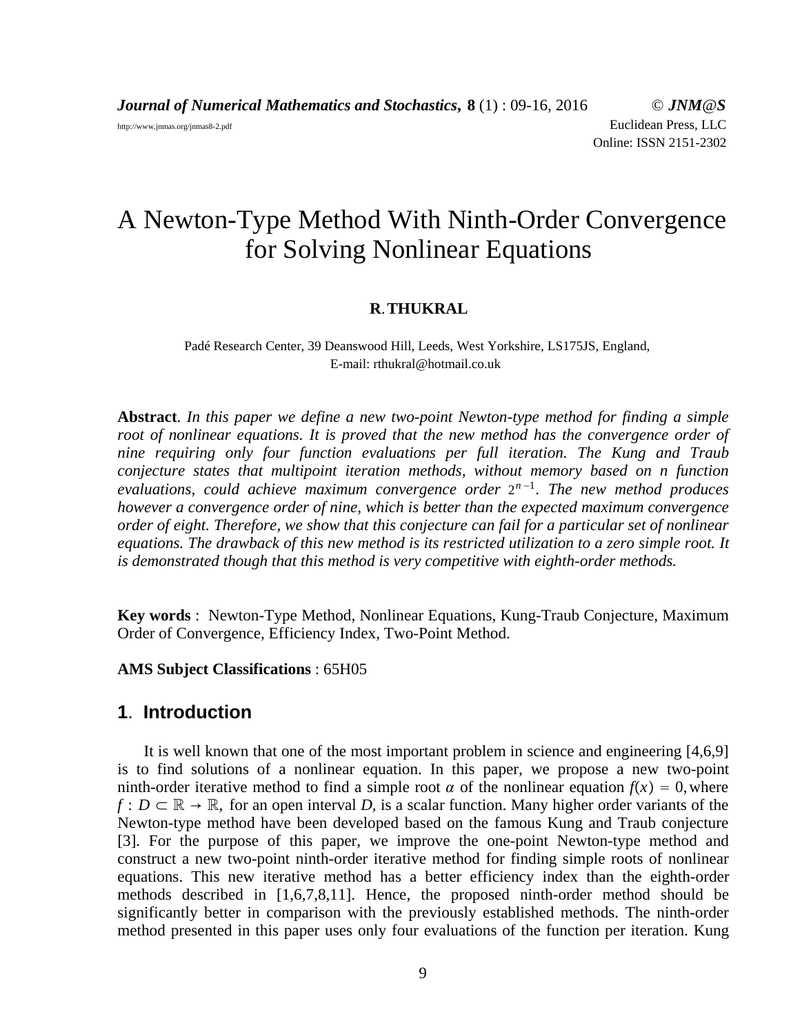# A Newton-Type Method With Ninth-Order Convergence for Solving Nonlinear Equations

**R. THUKRAL**

Padé Research Center, 39 Deanswood Hill, Leeds, West Yorkshire, LS175JS, England,
E-mail: rthukral@hotmail.co.uk

**Abstract**. *In this paper we define a new two-point Newton-type method for finding a simple root of nonlinear equations. It is proved that the new method has the convergence order of nine requiring only four function evaluations per full iteration. The Kung and Traub conjecture states that multipoint iteration methods, without memory based on n function evaluations, could achieve maximum convergence order* $2^{n-1}$. *The new method produces however a convergence order of nine, which is better than the expected maximum convergence order of eight. Therefore, we show that this conjecture can fail for a particular set of nonlinear equations. The drawback of this new method is its restricted utilization to a zero simple root. It is demonstrated though that this method is very competitive with eighth-order methods.*

**Key words** : Newton-Type Method, Nonlinear Equations, Kung-Traub Conjecture, Maximum Order of Convergence, Efficiency Index, Two-Point Method.

**AMS Subject Classifications** : 65H05

## 1. Introduction

It is well known that one of the most important problem in science and engineering [4,6,9] is to find solutions of a nonlinear equation. In this paper, we propose a new two-point ninth-order iterative method to find a simple root $\alpha$ of the nonlinear equation $f(x) = 0$, where $f : D \subset \mathbb{R} \rightarrow \mathbb{R}$, for an open interval $D$, is a scalar function. Many higher order variants of the Newton-type method have been developed based on the famous Kung and Traub conjecture [3]. For the purpose of this paper, we improve the one-point Newton-type method and construct a new two-point ninth-order iterative method for finding simple roots of nonlinear equations. This new iterative method has a better efficiency index than the eighth-order methods described in [1,6,7,8,11]. Hence, the proposed ninth-order method should be significantly better in comparison with the previously established methods. The ninth-order method presented in this paper uses only four evaluations of the function per iteration. Kung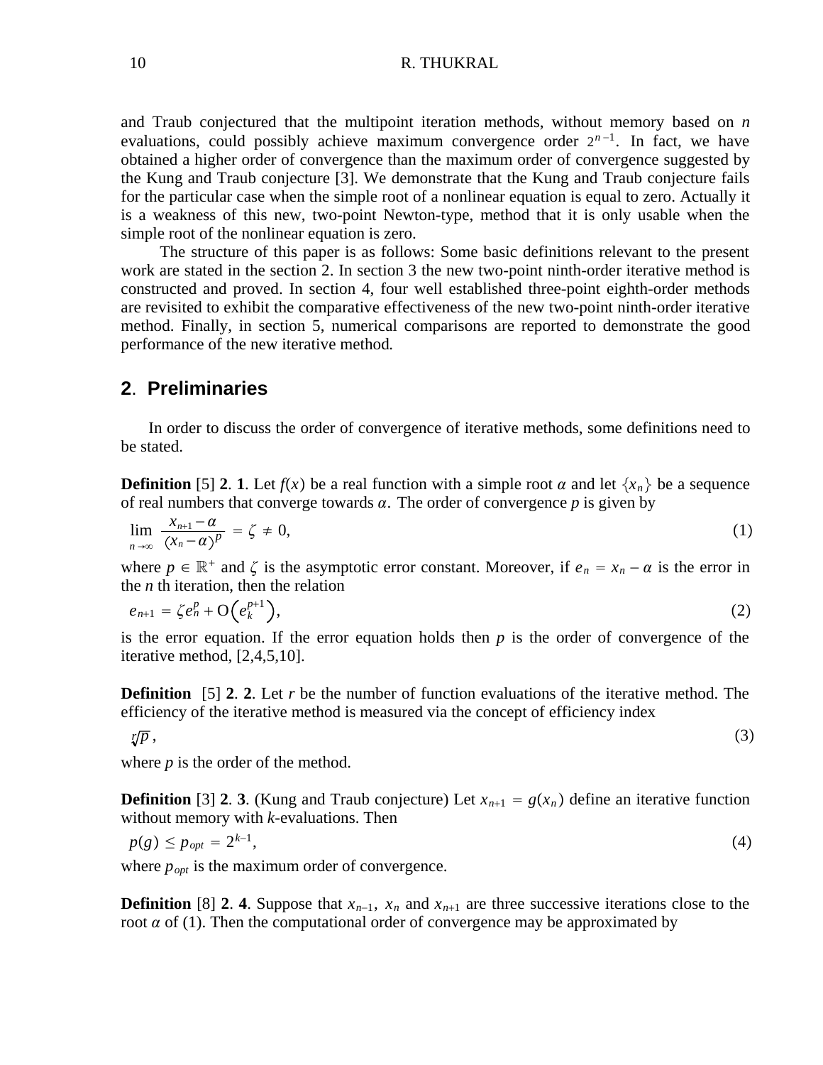and Traub conjectured that the multipoint iteration methods, without memory based on $n$ evaluations, could possibly achieve maximum convergence order $2^{n-1}$. In fact, we have obtained a higher order of convergence than the maximum order of convergence suggested by the Kung and Traub conjecture [3]. We demonstrate that the Kung and Traub conjecture fails for the particular case when the simple root of a nonlinear equation is equal to zero. Actually it is a weakness of this new, two-point Newton-type, method that it is only usable when the simple root of the nonlinear equation is zero.

The structure of this paper is as follows: Some basic definitions relevant to the present work are stated in the section 2. In section 3 the new two-point ninth-order iterative method is constructed and proved. In section 4, four well established three-point eighth-order methods are revisited to exhibit the comparative effectiveness of the new two-point ninth-order iterative method. Finally, in section 5, numerical comparisons are reported to demonstrate the good performance of the new iterative method.

## 2. Preliminaries

In order to discuss the order of convergence of iterative methods, some definitions need to be stated.

**Definition** [5] **2. 1**. Let $f(x)$ be a real function with a simple root $\alpha$ and let $\{x_n\}$ be a sequence of real numbers that converge towards $\alpha$. The order of convergence $p$ is given by

$$\lim_{n\to\infty} \frac{x_{n+1}-\alpha}{(x_n-\alpha)^p} = \zeta \neq 0, \tag{1}$$

where $p \in \mathbb{R}^+$ and $\zeta$ is the asymptotic error constant. Moreover, if $e_n = x_n - \alpha$ is the error in the $n$ th iteration, then the relation

$$e_{n+1} = \zeta e_n^p + \mathrm{O}\left(e_k^{p+1}\right), \tag{2}$$

is the error equation. If the error equation holds then $p$ is the order of convergence of the iterative method, [2,4,5,10].

**Definition** [5] **2. 2**. Let $r$ be the number of function evaluations of the iterative method. The efficiency of the iterative method is measured via the concept of efficiency index

$$\sqrt[r]{p}\,, \tag{3}$$

where $p$ is the order of the method.

**Definition** [3] **2. 3**. (Kung and Traub conjecture) Let $x_{n+1} = g(x_n)$ define an iterative function without memory with $k$-evaluations. Then

$$p(g) \leq p_{opt} = 2^{k-1}, \tag{4}$$

where $p_{opt}$ is the maximum order of convergence.

**Definition** [8] **2. 4**. Suppose that $x_{n-1},\ x_n$ and $x_{n+1}$ are three successive iterations close to the root $\alpha$ of (1). Then the computational order of convergence may be approximated by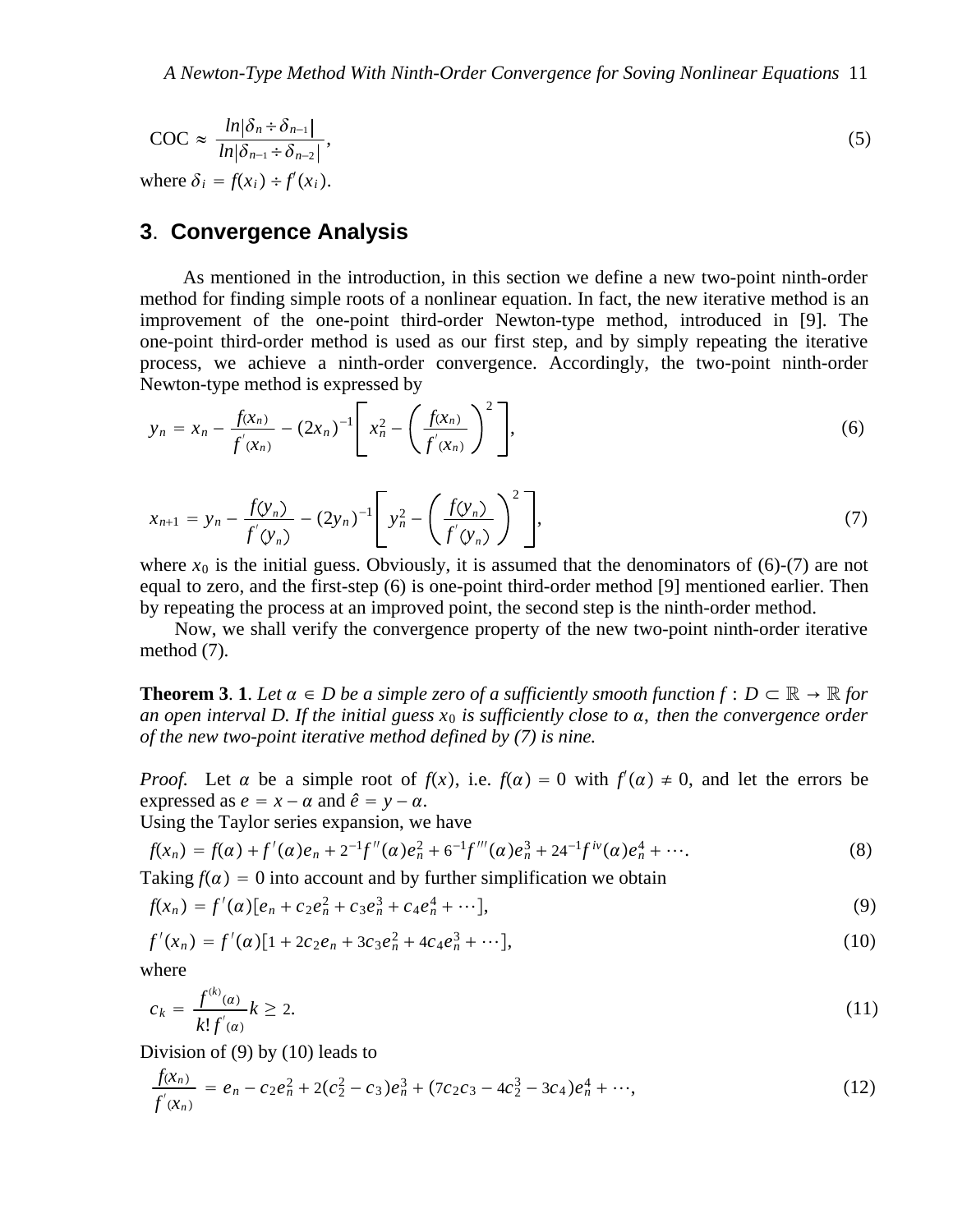$$\text{COC} \approx \frac{ln|\delta_n \div \delta_{n-1}|}{ln|\delta_{n-1} \div \delta_{n-2}|}, \tag{5}$$

where $\delta_i = f(x_i) \div f'(x_i)$.

## 3. Convergence Analysis

As mentioned in the introduction, in this section we define a new two-point ninth-order method for finding simple roots of a nonlinear equation. In fact, the new iterative method is an improvement of the one-point third-order Newton-type method, introduced in [9]. The one-point third-order method is used as our first step, and by simply repeating the iterative process, we achieve a ninth-order convergence. Accordingly, the two-point ninth-order Newton-type method is expressed by

$$y_n = x_n - \frac{f(x_n)}{f'(x_n)} - (2x_n)^{-1}\left[ x_n^2 - \left( \frac{f(x_n)}{f'(x_n)} \right)^2 \right], \tag{6}$$

$$x_{n+1} = y_n - \frac{f(y_n)}{f'(y_n)} - (2y_n)^{-1}\left[ y_n^2 - \left( \frac{f(y_n)}{f'(y_n)} \right)^2 \right], \tag{7}$$

where $x_0$ is the initial guess. Obviously, it is assumed that the denominators of (6)-(7) are not equal to zero, and the first-step (6) is one-point third-order method [9] mentioned earlier. Then by repeating the process at an improved point, the second step is the ninth-order method.

Now, we shall verify the convergence property of the new two-point ninth-order iterative method (7).

**Theorem 3. 1**. *Let $\alpha \in D$ be a simple zero of a sufficiently smooth function $f : D \subset \mathbb{R} \to \mathbb{R}$ for an open interval D. If the initial guess $x_0$ is sufficiently close to $\alpha$, then the convergence order of the new two-point iterative method defined by (7) is nine.*

*Proof.* Let $\alpha$ be a simple root of $f(x)$, i.e. $f(\alpha) = 0$ with $f'(\alpha) \neq 0$, and let the errors be expressed as $e = x - \alpha$ and $\hat{e} = y - \alpha$.

Using the Taylor series expansion, we have

$$f(x_n) = f(\alpha) + f'(\alpha)e_n + 2^{-1}f''(\alpha)e_n^2 + 6^{-1}f'''(\alpha)e_n^3 + 24^{-1}f^{iv}(\alpha)e_n^4 + \cdots. \tag{8}$$

Taking $f(\alpha) = 0$ into account and by further simplification we obtain

$$f(x_n) = f'(\alpha)[e_n + c_2e_n^2 + c_3e_n^3 + c_4e_n^4 + \cdots], \tag{9}$$

$$f'(x_n) = f'(\alpha)[1 + 2c_2e_n + 3c_3e_n^2 + 4c_4e_n^3 + \cdots], \tag{10}$$

where

$$c_k = \frac{f^{(k)}(\alpha)}{k!\, f'(\alpha)} k \geq 2. \tag{11}$$

Division of (9) by (10) leads to

$$\frac{f(x_n)}{f'(x_n)} = e_n - c_2e_n^2 + 2(c_2^2 - c_3)e_n^3 + (7c_2c_3 - 4c_2^3 - 3c_4)e_n^4 + \cdots, \tag{12}$$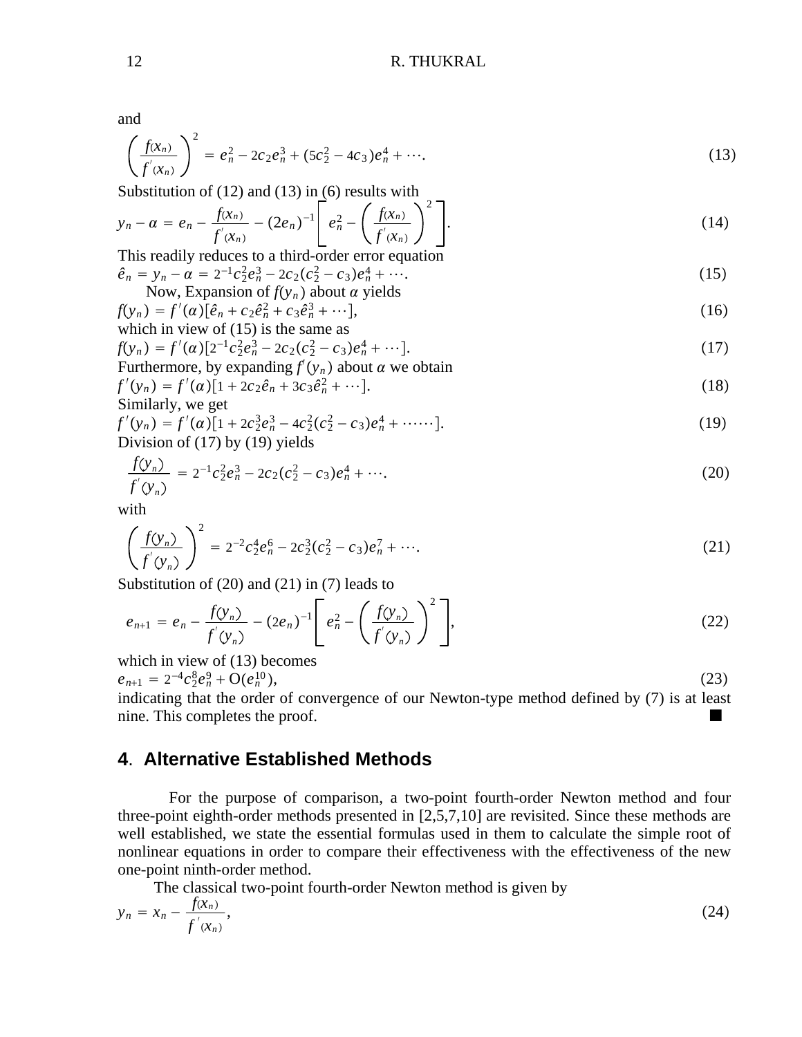and

$$\left(\frac{f(x_n)}{f'(x_n)}\right)^2 = e_n^2 - 2c_2e_n^3 + (5c_2^2 - 4c_3)e_n^4 + \cdots. \tag{13}$$

Substitution of (12) and (13) in (6) results with

$$y_n - \alpha = e_n - \frac{f(x_n)}{f'(x_n)} - (2e_n)^{-1}\left[e_n^2 - \left(\frac{f(x_n)}{f'(x_n)}\right)^2\right]. \tag{14}$$

This readily reduces to a third-order error equation

$$\hat{e}_n = y_n - \alpha = 2^{-1}c_2^2e_n^3 - 2c_2(c_2^2 - c_3)e_n^4 + \cdots. \tag{15}$$

Now, Expansion of $f(y_n)$ about $\alpha$ yields

$$f(y_n) = f'(\alpha)[\hat{e}_n + c_2\hat{e}_n^2 + c_3\hat{e}_n^3 + \cdots], \tag{16}$$

which in view of (15) is the same as

$$f(y_n) = f'(\alpha)[2^{-1}c_2^2e_n^3 - 2c_2(c_2^2 - c_3)e_n^4 + \cdots]. \tag{17}$$

Furthermore, by expanding $f'(y_n)$ about $\alpha$ we obtain

$$f'(y_n) = f'(\alpha)[1 + 2c_2\hat{e}_n + 3c_3\hat{e}_n^2 + \cdots]. \tag{18}$$

Similarly, we get

$$f'(y_n) = f'(\alpha)[1 + 2c_2^3e_n^3 - 4c_2^2(c_2^2 - c_3)e_n^4 + \cdots\cdots]. \tag{19}$$

Division of (17) by (19) yields

$$\frac{f(y_n)}{f'(y_n)} = 2^{-1}c_2^2e_n^3 - 2c_2(c_2^2 - c_3)e_n^4 + \cdots. \tag{20}$$

with

$$\left(\frac{f(y_n)}{f'(y_n)}\right)^2 = 2^{-2}c_2^4e_n^6 - 2c_2^3(c_2^2 - c_3)e_n^7 + \cdots. \tag{21}$$

Substitution of (20) and (21) in (7) leads to

$$e_{n+1} = e_n - \frac{f(y_n)}{f'(y_n)} - (2e_n)^{-1}\left[e_n^2 - \left(\frac{f(y_n)}{f'(y_n)}\right)^2\right], \tag{22}$$

which in view of (13) becomes

$$e_{n+1} = 2^{-4}c_2^8e_n^9 + \mathrm{O}(e_n^{10}), \tag{23}$$

indicating that the order of convergence of our Newton-type method defined by (7) is at least nine. This completes the proof. ■

## 4. Alternative Established Methods

For the purpose of comparison, a two-point fourth-order Newton method and four three-point eighth-order methods presented in [2,5,7,10] are revisited. Since these methods are well established, we state the essential formulas used in them to calculate the simple root of nonlinear equations in order to compare their effectiveness with the effectiveness of the new one-point ninth-order method.

The classical two-point fourth-order Newton method is given by

$$y_n = x_n - \frac{f(x_n)}{f'(x_n)}, \tag{24}$$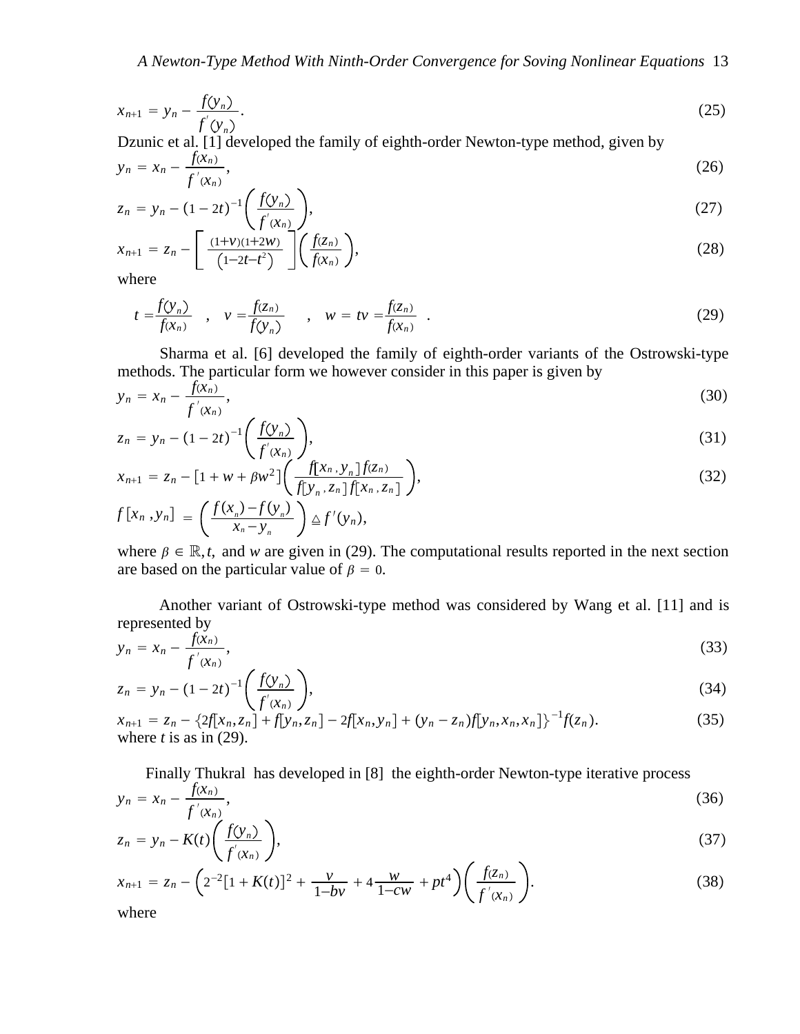$$x_{n+1} = y_n - \frac{f(y_n)}{f'(y_n)}. \tag{25}$$

Dzunic et al. [1] developed the family of eighth-order Newton-type method, given by

$$y_n = x_n - \frac{f(x_n)}{f'(x_n)}, \tag{26}$$

$$z_n = y_n - (1-2t)^{-1}\left(\frac{f(y_n)}{f'(x_n)}\right), \tag{27}$$

$$x_{n+1} = z_n - \left[\frac{(1+v)(1+2w)}{(1-2t-t^2)}\right]\left(\frac{f(z_n)}{f(x_n)}\right), \tag{28}$$

where

$$t = \frac{f(y_n)}{f(x_n)} \quad , \quad v = \frac{f(z_n)}{f(y_n)} \quad , \quad w = tv = \frac{f(z_n)}{f(x_n)} \quad . \tag{29}$$

Sharma et al. [6] developed the family of eighth-order variants of the Ostrowski-type methods. The particular form we however consider in this paper is given by

$$y_n = x_n - \frac{f(x_n)}{f'(x_n)}, \tag{30}$$

$$z_n = y_n - (1-2t)^{-1}\left(\frac{f(y_n)}{f'(x_n)}\right), \tag{31}$$

$$x_{n+1} = z_n - \left[1 + w + \beta w^2\right]\left(\frac{f[x_n, y_n]\, f(z_n)}{f[y_n, z_n]\, f[x_n, z_n]}\right), \tag{32}$$

$$f[x_n, y_n] = \left(\frac{f(x_n) - f(y_n)}{x_n - y_n}\right) \triangleq f'(y_n),$$

where $\beta \in \mathbb{R}, t,$ and $w$ are given in (29). The computational results reported in the next section are based on the particular value of $\beta = 0$.

Another variant of Ostrowski-type method was considered by Wang et al. [11] and is represented by

$$y_n = x_n - \frac{f(x_n)}{f'(x_n)}, \tag{33}$$

$$z_n = y_n - (1-2t)^{-1}\left(\frac{f(y_n)}{f'(x_n)}\right), \tag{34}$$

$$x_{n+1} = z_n - \{2f[x_n, z_n] + f[y_n, z_n] - 2f[x_n, y_n] + (y_n - z_n) f[y_n, x_n, x_n]\}^{-1} f(z_n). \tag{35}$$

where $t$ is as in (29).

Finally Thukral has developed in [8] the eighth-order Newton-type iterative process

$$y_n = x_n - \frac{f(x_n)}{f'(x_n)}, \tag{36}$$

$$z_n = y_n - K(t)\left(\frac{f(y_n)}{f'(x_n)}\right), \tag{37}$$

$$x_{n+1} = z_n - \left(2^{-2}[1 + K(t)]^2 + \frac{v}{1-bv} + 4\frac{w}{1-cw} + pt^4\right)\left(\frac{f(z_n)}{f'(x_n)}\right). \tag{38}$$

where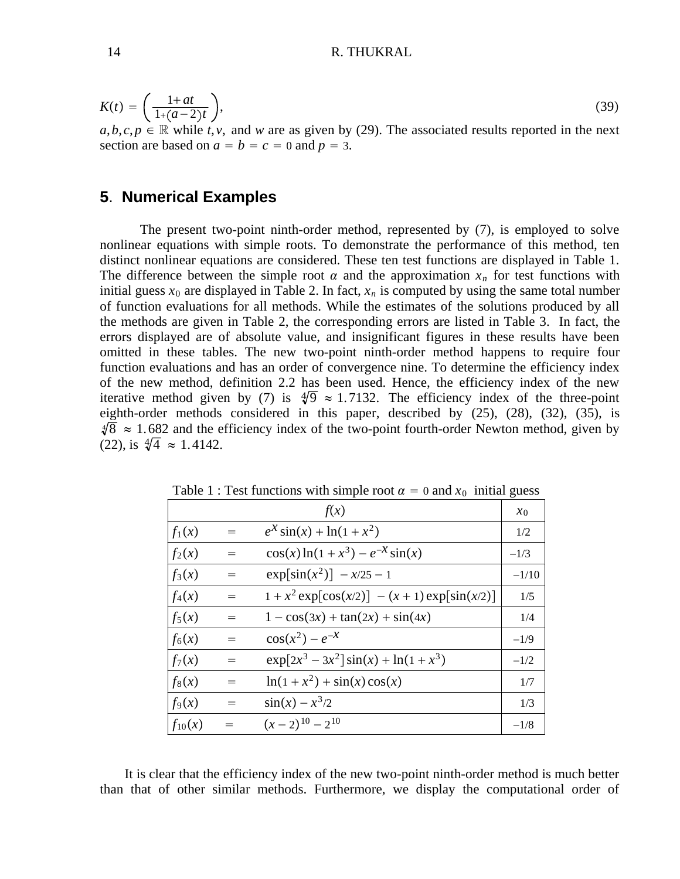$$K(t) = \left( \frac{1 + at}{1 + (a-2)t} \right), \tag{39}$$

$a, b, c, p \in \mathbb{R}$ while $t, v,$ and $w$ are as given by (29). The associated results reported in the next section are based on $a = b = c = 0$ and $p = 3$.

## 5. Numerical Examples

The present two-point ninth-order method, represented by (7), is employed to solve nonlinear equations with simple roots. To demonstrate the performance of this method, ten distinct nonlinear equations are considered. These ten test functions are displayed in Table 1. The difference between the simple root $\alpha$ and the approximation $x_n$ for test functions with initial guess $x_0$ are displayed in Table 2. In fact, $x_n$ is computed by using the same total number of function evaluations for all methods. While the estimates of the solutions produced by all the methods are given in Table 2, the corresponding errors are listed in Table 3. In fact, the errors displayed are of absolute value, and insignificant figures in these results have been omitted in these tables. The new two-point ninth-order method happens to require four function evaluations and has an order of convergence nine. To determine the efficiency index of the new method, definition 2.2 has been used. Hence, the efficiency index of the new iterative method given by (7) is $\sqrt[4]{9} \approx 1.7132$. The efficiency index of the three-point eighth-order methods considered in this paper, described by (25), (28), (32), (35), is $\sqrt[4]{8} \approx 1.682$ and the efficiency index of the two-point fourth-order Newton method, given by (22), is $\sqrt[4]{4} \approx 1.4142$.

Table 1 : Test functions with simple root $\alpha = 0$ and $x_0$ initial guess

| $f(x)$ | | | $x_0$ |
|---|---|---|---|
| $f_1(x)$ | $=$ | $e^x \sin(x) + \ln(1 + x^2)$ | $1/2$ |
| $f_2(x)$ | $=$ | $\cos(x)\ln(1 + x^3) - e^{-x}\sin(x)$ | $-1/3$ |
| $f_3(x)$ | $=$ | $\exp[\sin(x^2)] - x/25 - 1$ | $-1/10$ |
| $f_4(x)$ | $=$ | $1 + x^2 \exp[\cos(x/2)] - (x + 1)\exp[\sin(x/2)]$ | $1/5$ |
| $f_5(x)$ | $=$ | $1 - \cos(3x) + \tan(2x) + \sin(4x)$ | $1/4$ |
| $f_6(x)$ | $=$ | $\cos(x^2) - e^{-x}$ | $-1/9$ |
| $f_7(x)$ | $=$ | $\exp[2x^3 - 3x^2]\sin(x) + \ln(1 + x^3)$ | $-1/2$ |
| $f_8(x)$ | $=$ | $\ln(1 + x^2) + \sin(x)\cos(x)$ | $1/7$ |
| $f_9(x)$ | $=$ | $\sin(x) - x^3/2$ | $1/3$ |
| $f_{10}(x)$ | $=$ | $(x - 2)^{10} - 2^{10}$ | $-1/8$ |

It is clear that the efficiency index of the new two-point ninth-order method is much better than that of other similar methods. Furthermore, we display the computational order of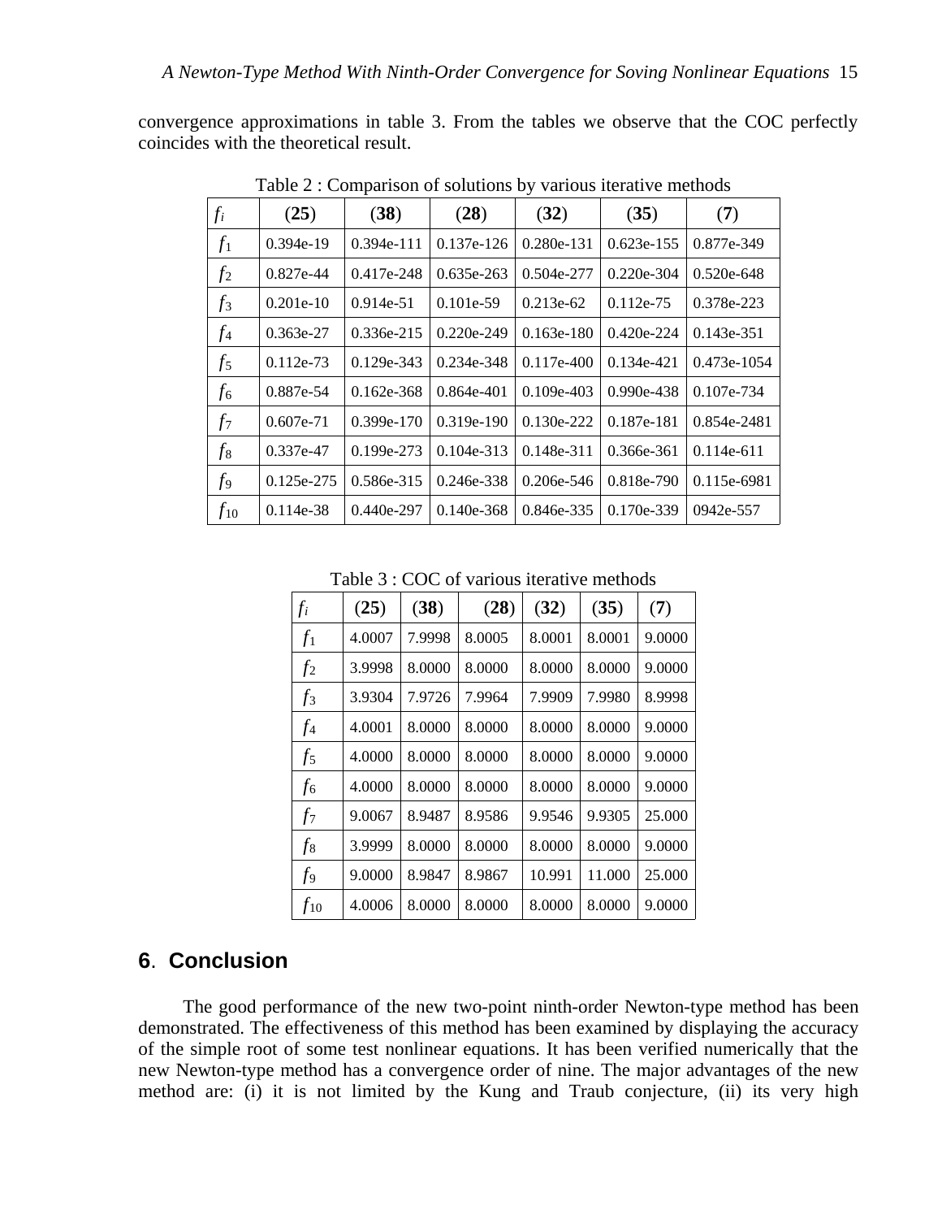convergence approximations in table 3. From the tables we observe that the COC perfectly coincides with the theoretical result.

Table 2 : Comparison of solutions by various iterative methods

| $f_i$ | (**25**) | (**38**) | (**28**) | (**32**) | (**35**) | (**7**) |
|---|---|---|---|---|---|---|
| $f_1$ | 0.394e-19 | 0.394e-111 | 0.137e-126 | 0.280e-131 | 0.623e-155 | 0.877e-349 |
| $f_2$ | 0.827e-44 | 0.417e-248 | 0.635e-263 | 0.504e-277 | 0.220e-304 | 0.520e-648 |
| $f_3$ | 0.201e-10 | 0.914e-51 | 0.101e-59 | 0.213e-62 | 0.112e-75 | 0.378e-223 |
| $f_4$ | 0.363e-27 | 0.336e-215 | 0.220e-249 | 0.163e-180 | 0.420e-224 | 0.143e-351 |
| $f_5$ | 0.112e-73 | 0.129e-343 | 0.234e-348 | 0.117e-400 | 0.134e-421 | 0.473e-1054 |
| $f_6$ | 0.887e-54 | 0.162e-368 | 0.864e-401 | 0.109e-403 | 0.990e-438 | 0.107e-734 |
| $f_7$ | 0.607e-71 | 0.399e-170 | 0.319e-190 | 0.130e-222 | 0.187e-181 | 0.854e-2481 |
| $f_8$ | 0.337e-47 | 0.199e-273 | 0.104e-313 | 0.148e-311 | 0.366e-361 | 0.114e-611 |
| $f_9$ | 0.125e-275 | 0.586e-315 | 0.246e-338 | 0.206e-546 | 0.818e-790 | 0.115e-6981 |
| $f_{10}$ | 0.114e-38 | 0.440e-297 | 0.140e-368 | 0.846e-335 | 0.170e-339 | 0942e-557 |

Table 3 : COC of various iterative methods

| $f_i$ | (**25**) | (**38**) | (**28**) | (**32**) | (**35**) | (**7**) |
|---|---|---|---|---|---|---|
| $f_1$ | 4.0007 | 7.9998 | 8.0005 | 8.0001 | 8.0001 | 9.0000 |
| $f_2$ | 3.9998 | 8.0000 | 8.0000 | 8.0000 | 8.0000 | 9.0000 |
| $f_3$ | 3.9304 | 7.9726 | 7.9964 | 7.9909 | 7.9980 | 8.9998 |
| $f_4$ | 4.0001 | 8.0000 | 8.0000 | 8.0000 | 8.0000 | 9.0000 |
| $f_5$ | 4.0000 | 8.0000 | 8.0000 | 8.0000 | 8.0000 | 9.0000 |
| $f_6$ | 4.0000 | 8.0000 | 8.0000 | 8.0000 | 8.0000 | 9.0000 |
| $f_7$ | 9.0067 | 8.9487 | 8.9586 | 9.9546 | 9.9305 | 25.000 |
| $f_8$ | 3.9999 | 8.0000 | 8.0000 | 8.0000 | 8.0000 | 9.0000 |
| $f_9$ | 9.0000 | 8.9847 | 8.9867 | 10.991 | 11.000 | 25.000 |
| $f_{10}$ | 4.0006 | 8.0000 | 8.0000 | 8.0000 | 8.0000 | 9.0000 |

## 6. Conclusion

The good performance of the new two-point ninth-order Newton-type method has been demonstrated. The effectiveness of this method has been examined by displaying the accuracy of the simple root of some test nonlinear equations. It has been verified numerically that the new Newton-type method has a convergence order of nine. The major advantages of the new method are: (i) it is not limited by the Kung and Traub conjecture, (ii) its very high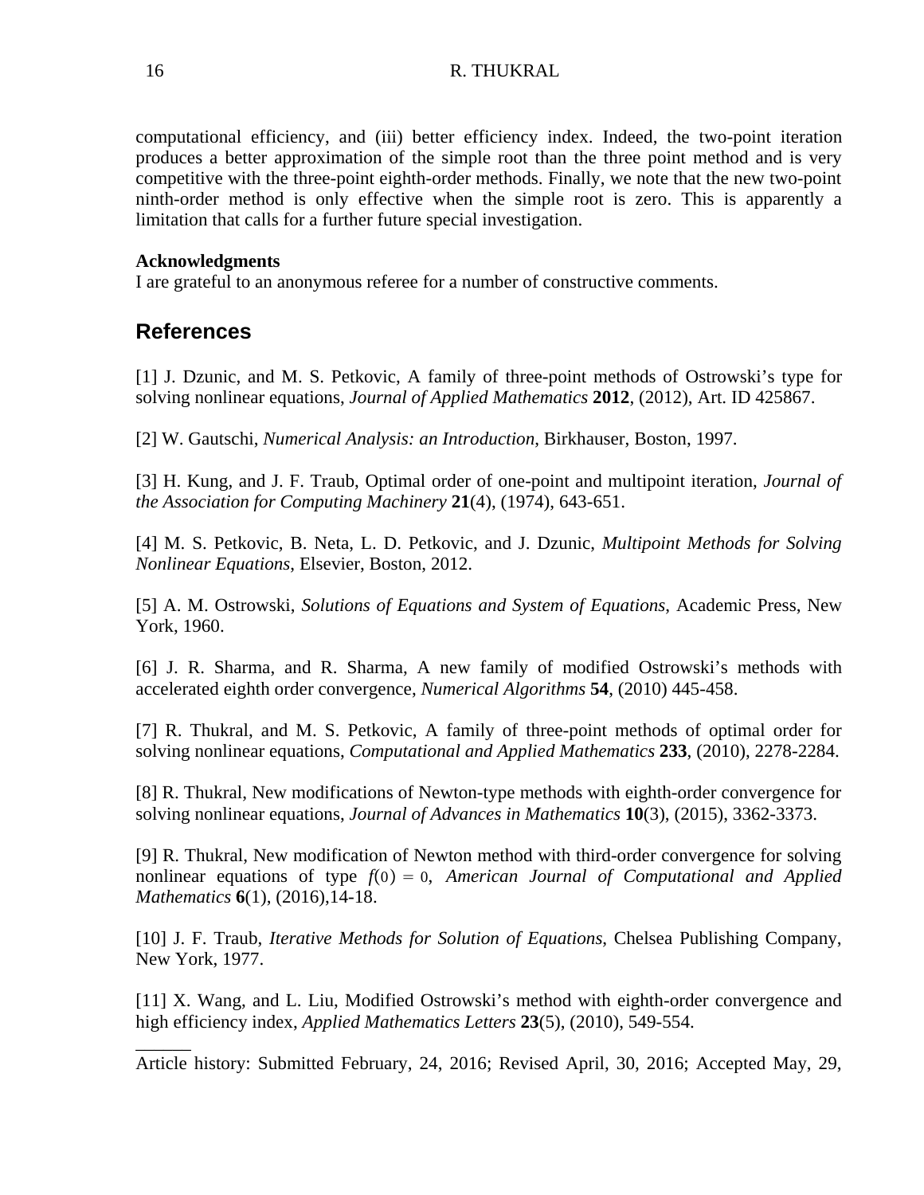computational efficiency, and (iii) better efficiency index. Indeed, the two-point iteration produces a better approximation of the simple root than the three point method and is very competitive with the three-point eighth-order methods. Finally, we note that the new two-point ninth-order method is only effective when the simple root is zero. This is apparently a limitation that calls for a further future special investigation.

**Acknowledgments**

I are grateful to an anonymous referee for a number of constructive comments.

## References

[1] J. Dzunic, and M. S. Petkovic, A family of three-point methods of Ostrowski's type for solving nonlinear equations, *Journal of Applied Mathematics* **2012**, (2012), Art. ID 425867.

[2] W. Gautschi, *Numerical Analysis: an Introduction*, Birkhauser, Boston, 1997.

[3] H. Kung, and J. F. Traub, Optimal order of one-point and multipoint iteration, *Journal of the Association for Computing Machinery* **21**(4), (1974), 643-651.

[4] M. S. Petkovic, B. Neta, L. D. Petkovic, and J. Dzunic, *Multipoint Methods for Solving Nonlinear Equations*, Elsevier, Boston, 2012.

[5] A. M. Ostrowski, *Solutions of Equations and System of Equations*, Academic Press, New York, 1960.

[6] J. R. Sharma, and R. Sharma, A new family of modified Ostrowski's methods with accelerated eighth order convergence, *Numerical Algorithms* **54**, (2010) 445-458.

[7] R. Thukral, and M. S. Petkovic, A family of three-point methods of optimal order for solving nonlinear equations, *Computational and Applied Mathematics* **233**, (2010), 2278-2284.

[8] R. Thukral, New modifications of Newton-type methods with eighth-order convergence for solving nonlinear equations, *Journal of Advances in Mathematics* **10**(3), (2015), 3362-3373.

[9] R. Thukral, New modification of Newton method with third-order convergence for solving nonlinear equations of type $f(0) = 0$, *American Journal of Computational and Applied Mathematics* **6**(1), (2016),14-18.

[10] J. F. Traub, *Iterative Methods for Solution of Equations*, Chelsea Publishing Company, New York, 1977.

[11] X. Wang, and L. Liu, Modified Ostrowski's method with eighth-order convergence and high efficiency index, *Applied Mathematics Letters* **23**(5), (2010), 549-554.

Article history: Submitted February, 24, 2016; Revised April, 30, 2016; Accepted May, 29,